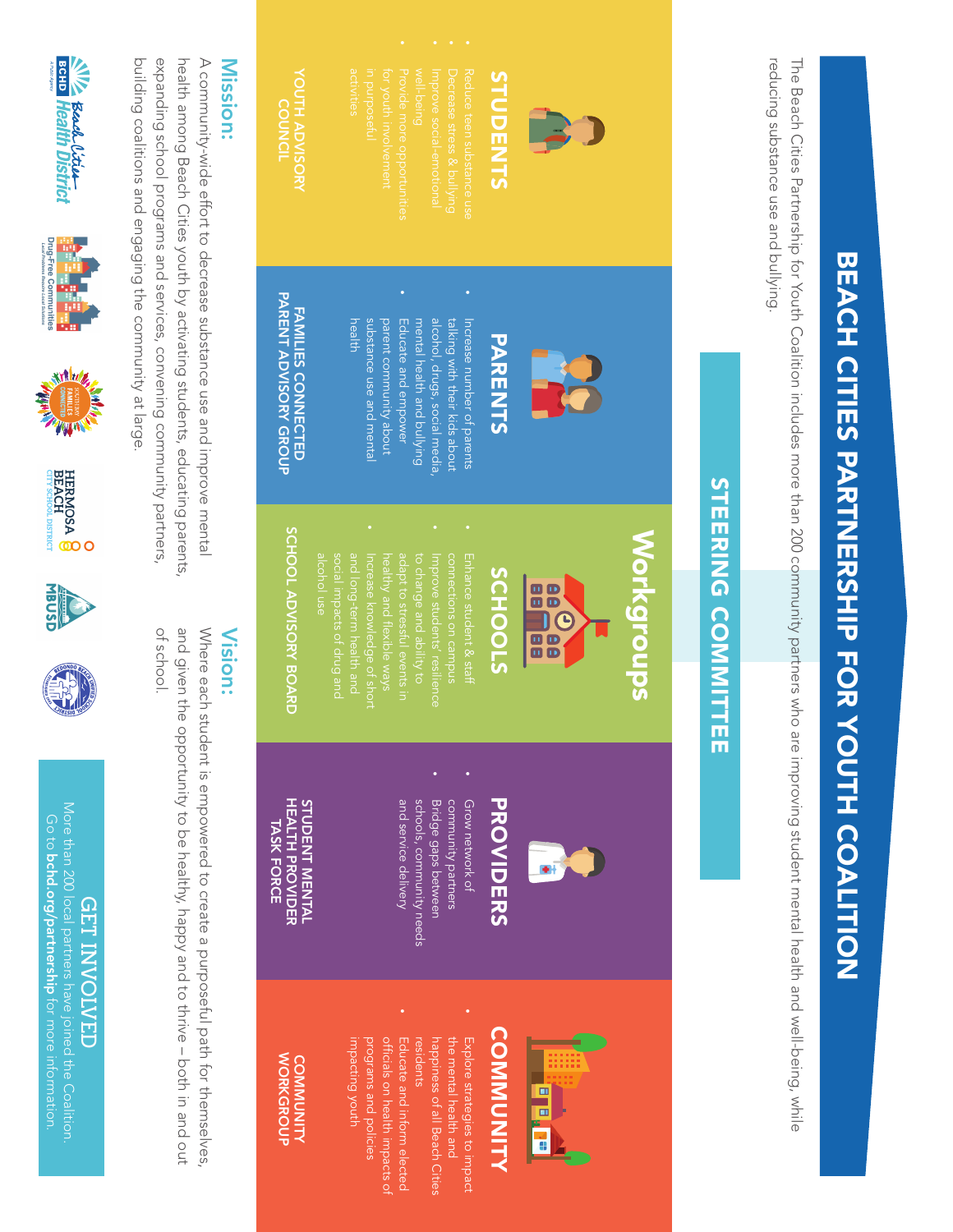# BEACH CITIES PARTNERSHIP FOR YOUTH COALITION

The Beach Cities Partnership for Youth Coalition includes more than 200 community partners who are improving student mental health and well-being, while reducing substance use and bullying.

## STEERING COMMITTEE

## Workgroups

### STUDENTS

- Reduce teen substance use
- Decrease stress & bullying
- Improve social-emotional well-being
- Provide more opportunities for youth involvement in purposeful activities

**YOUTH ADVISORY COUNCIL**

### PARENTS

- Increase number of parents talking with their kids about alcohol, drugs, social media, mental health and bullying
- Educate and empower parent community about substance use and mental health

**FAMILIES CONNECTED PARENT ADVISORY GROUP**

### SCHOOLS

- Enhance student & staff connections on campus
- Improve students' resilience to change and ability to adapt to stressful events in healthy and flexible ways
- Increase knowledge of short and long-term health and social impacts of drug and alcohol use

**SCHOOL ADVISORY BOARD**

### PROVIDERS

- Grow network of community partners
- Bridge gaps between schools, community needs and service delivery

**STUDENT MENTAL HEALTH PROVIDER TASK FORCE**

### COMMUNITY

- Explore strategies to impact the mental health and happiness of all Beach Cities residents
- Educate and inform elected officials on health impacts of programs and policies impacting youth

**COMMUNITY WORKGROUP**

## Mission:

A community-wide effort to decrease substance use and improve mental health among Beach Cities youth by activating students, educating parents, expanding school programs and services, convening community partners, building coalitions and engaging the community at large.

## Vision:

Where each student is empowered to create a purposeful path for themselves, and given the opportunity to be healthy, happy and to thrive – both in and out of school.

Beach Cities Health District — A Public Agency

Drug-Free Communities — Local Problems Require Local Solutions

South Bay Families Connected

Hermosa Beach City School District

MBUSD

Redondo Beach Unified School District

## GET INVOLVED

More than 200 local partners have joined the Coalition.
Go to **bchd.org/partnership** for more information.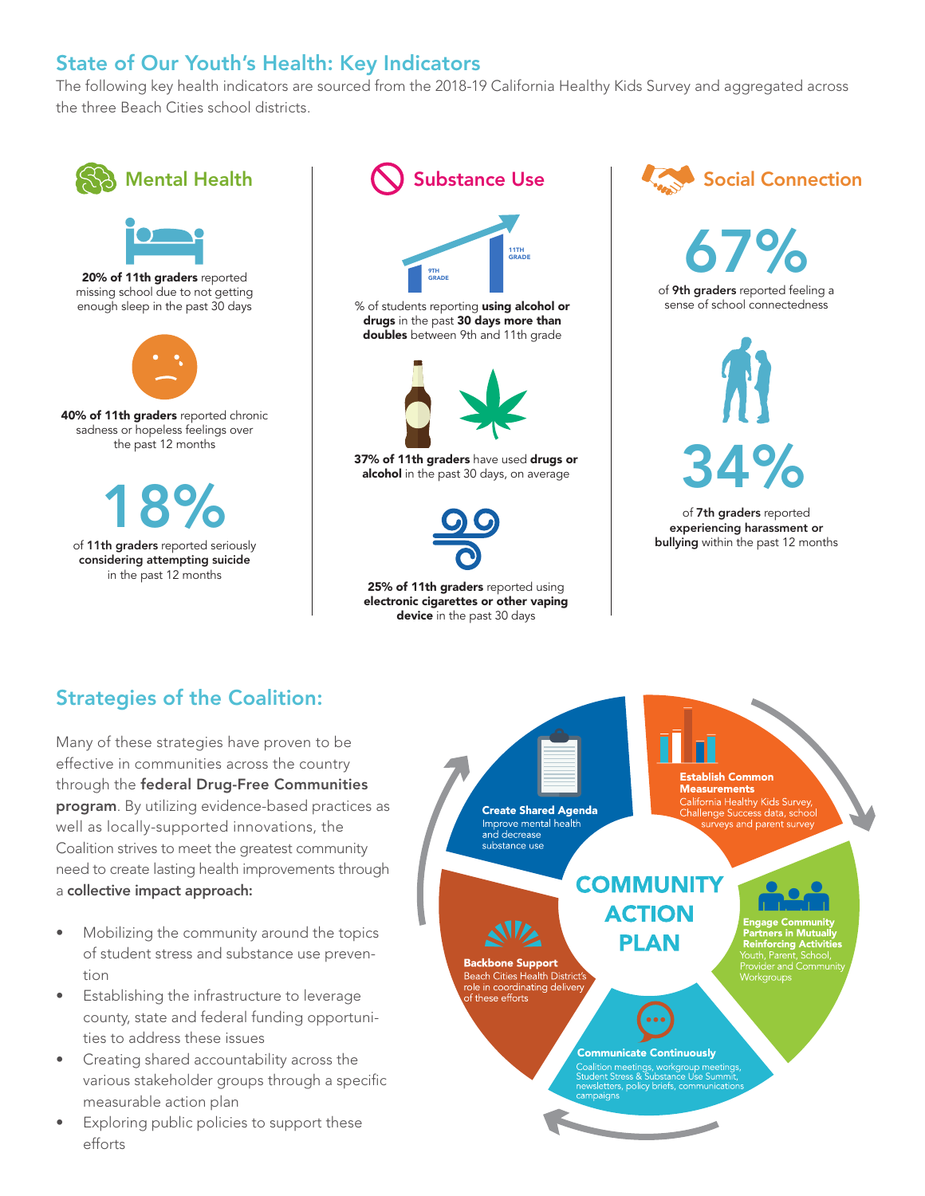## State of Our Youth's Health: Key Indicators

The following key health indicators are sourced from the 2018-19 California Healthy Kids Survey and aggregated across the three Beach Cities school districts.

### Mental Health

**20% of 11th graders** reported missing school due to not getting enough sleep in the past 30 days

**40% of 11th graders** reported chronic sadness or hopeless feelings over the past 12 months

18%

of **11th graders** reported seriously **considering attempting suicide** in the past 12 months

### Substance Use

9TH GRADE

11TH GRADE

% of students reporting **using alcohol or drugs** in the past **30 days more than doubles** between 9th and 11th grade

**37% of 11th graders** have used **drugs or alcohol** in the past 30 days, on average

**25% of 11th graders** reported using **electronic cigarettes or other vaping device** in the past 30 days

### Social Connection

67%

of **9th graders** reported feeling a sense of school connectedness

34%

of **7th graders** reported **experiencing harassment or bullying** within the past 12 months

## Strategies of the Coalition:

Many of these strategies have proven to be effective in communities across the country through the **federal Drug-Free Communities program**. By utilizing evidence-based practices as well as locally-supported innovations, the Coalition strives to meet the greatest community need to create lasting health improvements through a **collective impact approach:**

- Mobilizing the community around the topics of student stress and substance use prevention
- Establishing the infrastructure to leverage county, state and federal funding opportunities to address these issues
- Creating shared accountability across the various stakeholder groups through a specific measurable action plan
- Exploring public policies to support these efforts

**COMMUNITY ACTION PLAN**

**Create Shared Agenda**
Improve mental health and decrease substance use

**Establish Common Measurements**
California Healthy Kids Survey, Challenge Success data, school surveys and parent survey

**Engage Community Partners in Mutually Reinforcing Activities**
Youth, Parent, School, Provider and Community Workgroups

**Communicate Continuously**
Coalition meetings, workgroup meetings, Student Stress & Substance Use Summit, newsletters, policy briefs, communications campaigns

**Backbone Support**
Beach Cities Health District's role in coordinating delivery of these efforts